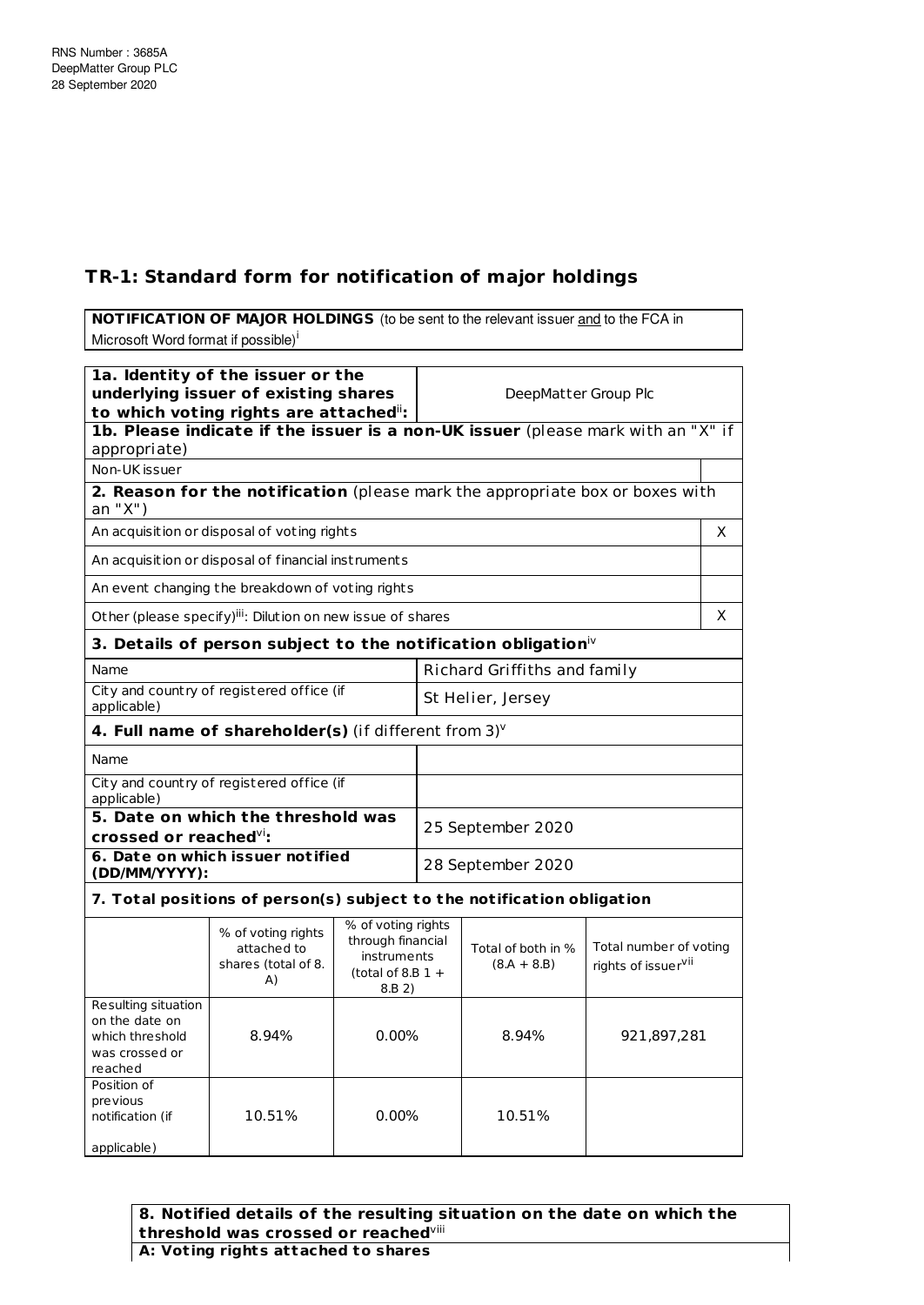RNS Number : 3685A
DeepMatter Group PLC
28 September 2020

## TR-1: Standard form for notification of major holdings

| **NOTIFICATION OF MAJOR HOLDINGS** (to be sent to the relevant issuer and to the FCA in Microsoft Word format if possible)[i] |
|---|

| | | | | |
|---|---|---|---|---|
| **1a. Identity of the issuer or the underlying issuer of existing shares to which voting rights are attached[ii]:** | | DeepMatter Group Plc | | |
| **1b. Please indicate if the issuer is a non-UK issuer** (please mark with an "X" if appropriate) | | | | |
| Non-UK issuer | | | | |
| **2. Reason for the notification** (please mark the appropriate box or boxes with an "X") | | | | |
| An acquisition or disposal of voting rights | | | | X |
| An acquisition or disposal of financial instruments | | | | |
| An event changing the breakdown of voting rights | | | | |
| Other (please specify)[iii]: Dilution on new issue of shares | | | | X |
| **3. Details of person subject to the notification obligation**[iv] | | | | |
| Name | | Richard Griffiths and family | | |
| City and country of registered office (if applicable) | | St Helier, Jersey | | |
| **4. Full name of shareholder(s)** (if different from 3)[v] | | | | |
| Name | | | | |
| City and country of registered office (if applicable) | | | | |
| **5. Date on which the threshold was crossed or reached[vi]:** | | 25 September 2020 | | |
| **6. Date on which issuer notified (DD/MM/YYYY):** | | 28 September 2020 | | |

**7. Total positions of person(s) subject to the notification obligation**

| | % of voting rights attached to shares (total of 8. A) | % of voting rights through financial instruments (total of 8.B 1 + 8.B 2) | Total of both in % (8.A + 8.B) | Total number of voting rights of issuer[vii] |
|---|---|---|---|---|
| Resulting situation on the date on which threshold was crossed or reached | 8.94% | 0.00% | 8.94% | 921,897,281 |
| Position of previous notification (if applicable) | 10.51% | 0.00% | 10.51% | |

**8. Notified details of the resulting situation on the date on which the threshold was crossed or reached**[viii]

**A: Voting rights attached to shares**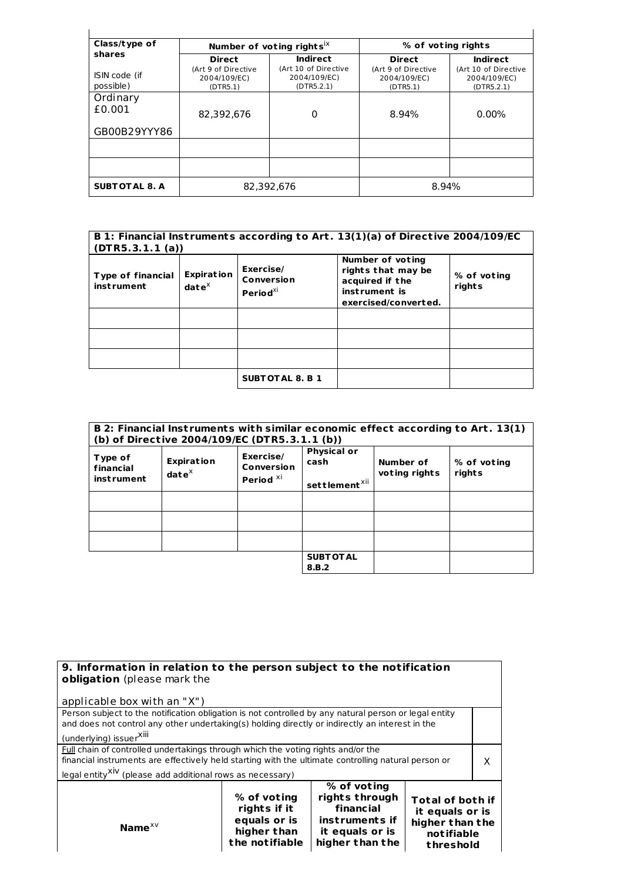| Class/type of shares ISIN code (if possible) | Number of voting rights[ix] | | % of voting rights | |
|---|---|---|---|---|
| | Direct (Art 9 of Directive 2004/109/EC) (DTR5.1) | Indirect (Art 10 of Directive 2004/109/EC) (DTR5.2.1) | Direct (Art 9 of Directive 2004/109/EC) (DTR5.1) | Indirect (Art 10 of Directive 2004/109/EC) (DTR5.2.1) |
| Ordinary £0.001 GB00B29YYY86 | 82,392,676 | 0 | 8.94% | 0.00% |
| | | | | |
| | | | | |
| **SUBTOTAL 8. A** | 82,392,676 | | 8.94% | |

| **B 1: Financial Instruments according to Art. 13(1)(a) of Directive 2004/109/EC (DTR5.3.1.1 (a))** | | | | |
|---|---|---|---|---|
| **Type of financial instrument** | **Expiration date**[x] | **Exercise/ Conversion Period**[xi] | **Number of voting rights that may be acquired if the instrument is exercised/converted.** | **% of voting rights** |
| | | | | |
| | | | | |
| | | | | |
| | | **SUBTOTAL 8. B 1** | | |

| **B 2: Financial Instruments with similar economic effect according to Art. 13(1) (b) of Directive 2004/109/EC (DTR5.3.1.1 (b))** | | | | | |
|---|---|---|---|---|---|
| **Type of financial instrument** | **Expiration date**[x] | **Exercise/ Conversion Period** [xi] | **Physical or cash settlement**[xii] | **Number of voting rights** | **% of voting rights** |
| | | | | | |
| | | | | | |
| | | | | | |
| | | | **SUBTOTAL 8.B.2** | | |

| **9. Information in relation to the person subject to the notification obligation** (please mark the applicable box with an "X") | |
|---|---|
| Person subject to the notification obligation is not controlled by any natural person or legal entity and does not control any other undertaking(s) holding directly or indirectly an interest in the (underlying) issuer[xiii] | |
| Full chain of controlled undertakings through which the voting rights and/or the financial instruments are effectively held starting with the ultimate controlling natural person or legal entity[xiv] (please add additional rows as necessary) | X |

| **Name**[xv] | **% of voting rights if it equals or is higher than the notifiable** | **% of voting rights through financial instruments if it equals or is higher than the** | **Total of both if it equals or is higher than the notifiable threshold** |
|---|---|---|---|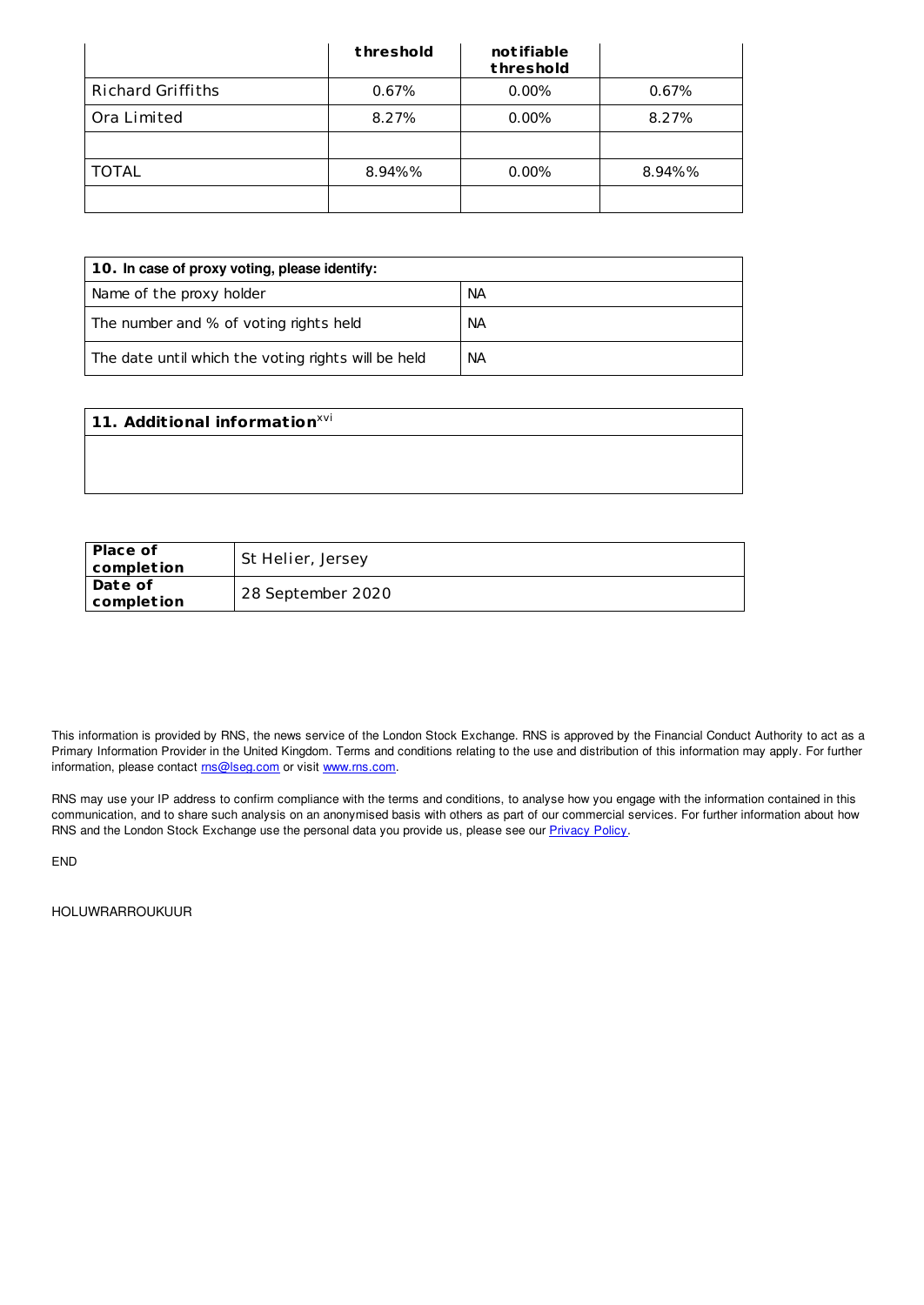| | threshold | notifiable threshold | |
|---|---|---|---|
| Richard Griffiths | 0.67% | 0.00% | 0.67% |
| Ora Limited | 8.27% | 0.00% | 8.27% |
| | | | |
| TOTAL | 8.94%% | 0.00% | 8.94%% |
| | | | |

| **10. In case of proxy voting, please identify:** | |
|---|---|
| Name of the proxy holder | NA |
| The number and % of voting rights held | NA |
| The date until which the voting rights will be held | NA |

| **11. Additional information**[xvi] |
|---|
| |

| | |
|---|---|
| **Place of completion** | St Helier, Jersey |
| **Date of completion** | 28 September 2020 |

This information is provided by RNS, the news service of the London Stock Exchange. RNS is approved by the Financial Conduct Authority to act as a Primary Information Provider in the United Kingdom. Terms and conditions relating to the use and distribution of this information may apply. For further information, please contact rns@lseg.com or visit www.rns.com.

RNS may use your IP address to confirm compliance with the terms and conditions, to analyse how you engage with the information contained in this communication, and to share such analysis on an anonymised basis with others as part of our commercial services. For further information about how RNS and the London Stock Exchange use the personal data you provide us, please see our Privacy Policy.

END

HOLUWRARROUKUUR